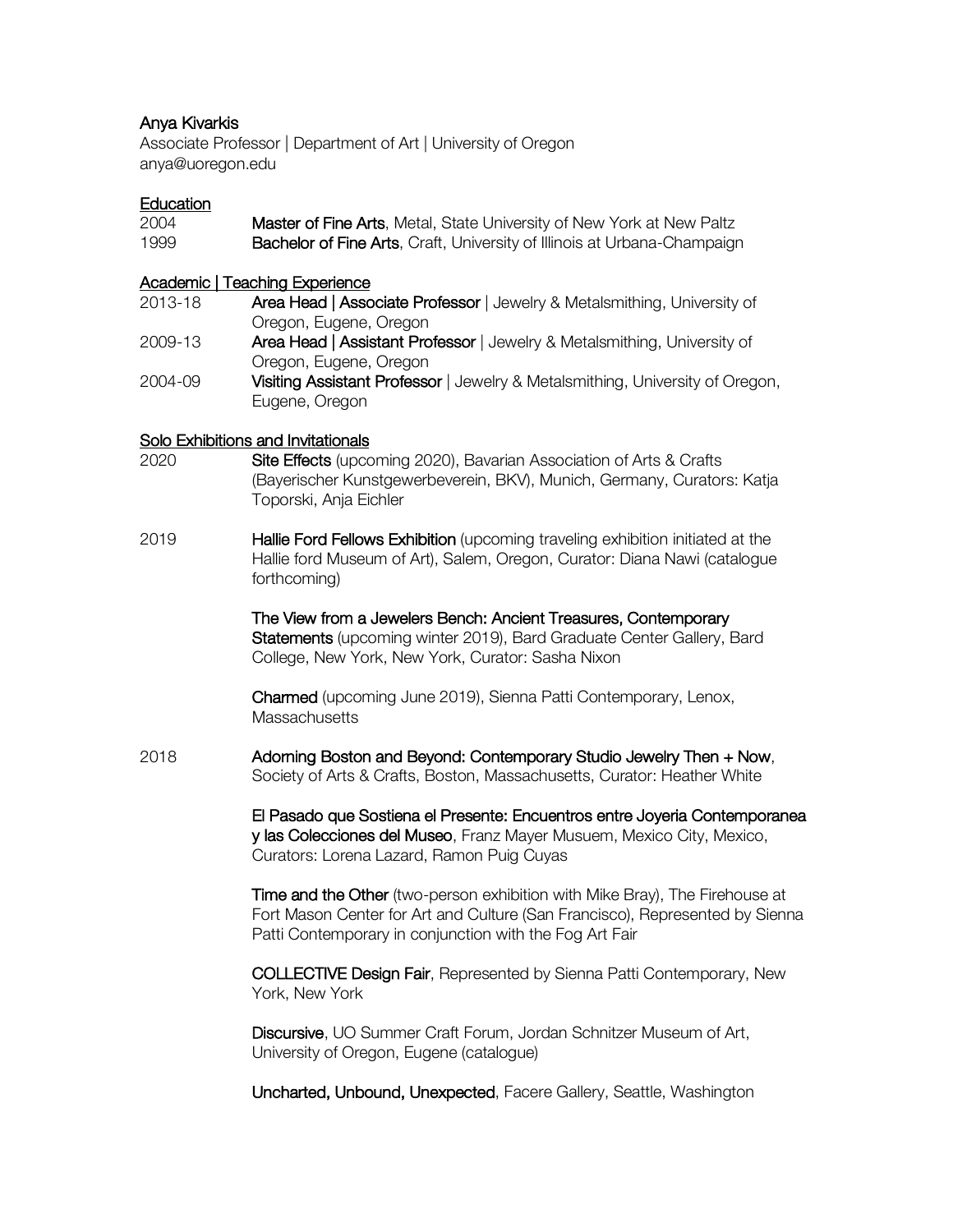# Anya Kivarkis

Associate Professor | Department of Art | University of Oregon
anya@uoregon.edu

## Education

2004 **Master of Fine Arts**, Metal, State University of New York at New Paltz
1999 **Bachelor of Fine Arts**, Craft, University of Illinois at Urbana-Champaign

## Academic | Teaching Experience

2013-18 **Area Head | Associate Professor** | Jewelry & Metalsmithing, University of Oregon, Eugene, Oregon

2009-13 **Area Head | Assistant Professor** | Jewelry & Metalsmithing, University of Oregon, Eugene, Oregon

2004-09 **Visiting Assistant Professor** | Jewelry & Metalsmithing, University of Oregon, Eugene, Oregon

## Solo Exhibitions and Invitationals

2020 **Site Effects** (upcoming 2020), Bavarian Association of Arts & Crafts (Bayerischer Kunstgewerbeverein, BKV), Munich, Germany, Curators: Katja Toporski, Anja Eichler

2019 **Hallie Ford Fellows Exhibition** (upcoming traveling exhibition initiated at the Hallie ford Museum of Art), Salem, Oregon, Curator: Diana Nawi (catalogue forthcoming)

**The View from a Jewelers Bench: Ancient Treasures, Contemporary Statements** (upcoming winter 2019), Bard Graduate Center Gallery, Bard College, New York, New York, Curator: Sasha Nixon

**Charmed** (upcoming June 2019), Sienna Patti Contemporary, Lenox, Massachusetts

2018 **Adorning Boston and Beyond: Contemporary Studio Jewelry Then + Now**, Society of Arts & Crafts, Boston, Massachusetts, Curator: Heather White

**El Pasado que Sostiena el Presente: Encuentros entre Joyeria Contemporanea y las Colecciones del Museo**, Franz Mayer Musuem, Mexico City, Mexico, Curators: Lorena Lazard, Ramon Puig Cuyas

**Time and the Other** (two-person exhibition with Mike Bray), The Firehouse at Fort Mason Center for Art and Culture (San Francisco), Represented by Sienna Patti Contemporary in conjunction with the Fog Art Fair

**COLLECTIVE Design Fair**, Represented by Sienna Patti Contemporary, New York, New York

**Discursive**, UO Summer Craft Forum, Jordan Schnitzer Museum of Art, University of Oregon, Eugene (catalogue)

**Uncharted, Unbound, Unexpected**, Facere Gallery, Seattle, Washington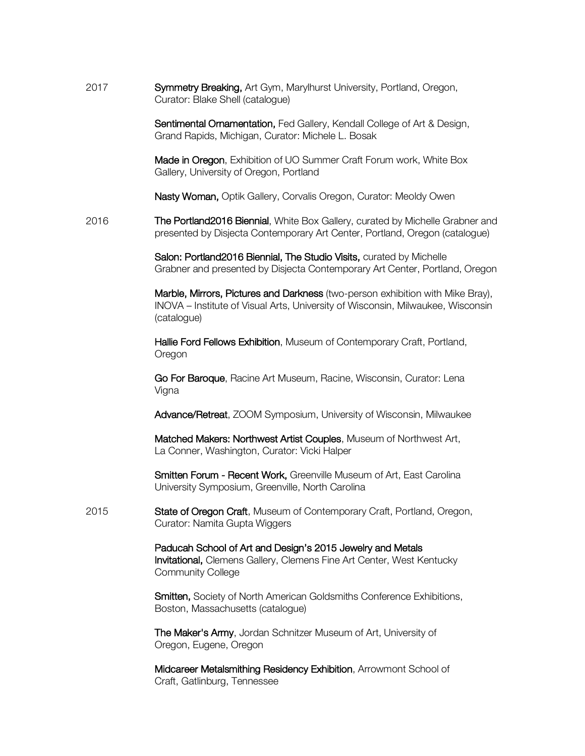2017

**Symmetry Breaking,** Art Gym, Marylhurst University, Portland, Oregon, Curator: Blake Shell (catalogue)

**Sentimental Ornamentation,** Fed Gallery, Kendall College of Art & Design, Grand Rapids, Michigan, Curator: Michele L. Bosak

**Made in Oregon**, Exhibition of UO Summer Craft Forum work, White Box Gallery, University of Oregon, Portland

**Nasty Woman,** Optik Gallery, Corvalis Oregon, Curator: Meoldy Owen

2016

**The Portland2016 Biennial**, White Box Gallery, curated by Michelle Grabner and presented by Disjecta Contemporary Art Center, Portland, Oregon (catalogue)

**Salon: Portland2016 Biennial, The Studio Visits,** curated by Michelle Grabner and presented by Disjecta Contemporary Art Center, Portland, Oregon

**Marble, Mirrors, Pictures and Darkness** (two-person exhibition with Mike Bray), INOVA – Institute of Visual Arts, University of Wisconsin, Milwaukee, Wisconsin (catalogue)

**Hallie Ford Fellows Exhibition**, Museum of Contemporary Craft, Portland, Oregon

**Go For Baroque**, Racine Art Museum, Racine, Wisconsin, Curator: Lena Vigna

**Advance/Retreat**, ZOOM Symposium, University of Wisconsin, Milwaukee

**Matched Makers: Northwest Artist Couples**, Museum of Northwest Art, La Conner, Washington, Curator: Vicki Halper

**Smitten Forum - Recent Work,** Greenville Museum of Art, East Carolina University Symposium, Greenville, North Carolina

2015

**State of Oregon Craft**, Museum of Contemporary Craft, Portland, Oregon, Curator: Namita Gupta Wiggers

**Paducah School of Art and Design's 2015 Jewelry and Metals Invitational,** Clemens Gallery, Clemens Fine Art Center, West Kentucky Community College

**Smitten,** Society of North American Goldsmiths Conference Exhibitions, Boston, Massachusetts (catalogue)

**The Maker's Army**, Jordan Schnitzer Museum of Art, University of Oregon, Eugene, Oregon

**Midcareer Metalsmithing Residency Exhibition**, Arrowmont School of Craft, Gatlinburg, Tennessee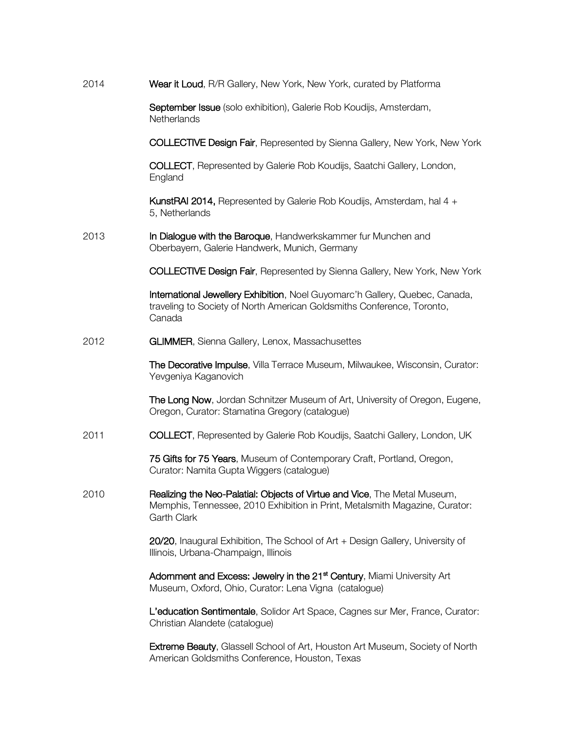2014 **Wear it Loud**, R/R Gallery, New York, New York, curated by Platforma

**September Issue** (solo exhibition), Galerie Rob Koudijs, Amsterdam, Netherlands

**COLLECTIVE Design Fair**, Represented by Sienna Gallery, New York, New York

**COLLECT**, Represented by Galerie Rob Koudijs, Saatchi Gallery, London, England

**KunstRAI 2014,** Represented by Galerie Rob Koudijs, Amsterdam, hal 4 + 5, Netherlands

2013 **In Dialogue with the Baroque**, Handwerkskammer fur Munchen and Oberbayern, Galerie Handwerk, Munich, Germany

**COLLECTIVE Design Fair**, Represented by Sienna Gallery, New York, New York

**International Jewellery Exhibition**, Noel Guyomarc'h Gallery, Quebec, Canada, traveling to Society of North American Goldsmiths Conference, Toronto, Canada

2012 **GLIMMER**, Sienna Gallery, Lenox, Massachusettes

**The Decorative Impulse**, Villa Terrace Museum, Milwaukee, Wisconsin, Curator: Yevgeniya Kaganovich

**The Long Now**, Jordan Schnitzer Museum of Art, University of Oregon, Eugene, Oregon, Curator: Stamatina Gregory (catalogue)

2011 **COLLECT**, Represented by Galerie Rob Koudijs, Saatchi Gallery, London, UK

**75 Gifts for 75 Years**, Museum of Contemporary Craft, Portland, Oregon, Curator: Namita Gupta Wiggers (catalogue)

2010 **Realizing the Neo-Palatial: Objects of Virtue and Vice**, The Metal Museum, Memphis, Tennessee, 2010 Exhibition in Print, Metalsmith Magazine, Curator: Garth Clark

**20/20**, Inaugural Exhibition, The School of Art + Design Gallery, University of Illinois, Urbana-Champaign, Illinois

**Adornment and Excess: Jewelry in the 21st Century**, Miami University Art Museum, Oxford, Ohio, Curator: Lena Vigna (catalogue)

**L'education Sentimentale**, Solidor Art Space, Cagnes sur Mer, France, Curator: Christian Alandete (catalogue)

**Extreme Beauty**, Glassell School of Art, Houston Art Museum, Society of North American Goldsmiths Conference, Houston, Texas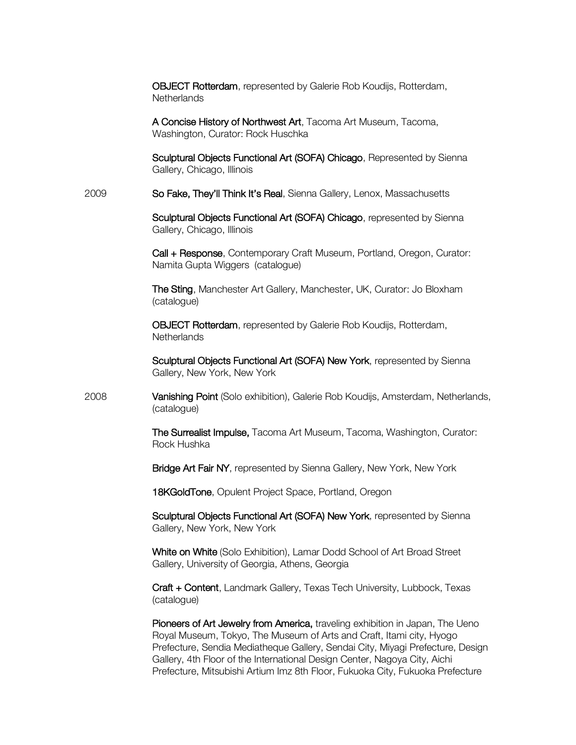**OBJECT Rotterdam**, represented by Galerie Rob Koudijs, Rotterdam, Netherlands

**A Concise History of Northwest Art**, Tacoma Art Museum, Tacoma, Washington, Curator: Rock Huschka

**Sculptural Objects Functional Art (SOFA) Chicago**, Represented by Sienna Gallery, Chicago, Illinois

2009 **So Fake, They'll Think It's Real**, Sienna Gallery, Lenox, Massachusetts

**Sculptural Objects Functional Art (SOFA) Chicago**, represented by Sienna Gallery, Chicago, Illinois

**Call + Response**, Contemporary Craft Museum, Portland, Oregon, Curator: Namita Gupta Wiggers (catalogue)

**The Sting**, Manchester Art Gallery, Manchester, UK, Curator: Jo Bloxham (catalogue)

**OBJECT Rotterdam**, represented by Galerie Rob Koudijs, Rotterdam, Netherlands

**Sculptural Objects Functional Art (SOFA) New York**, represented by Sienna Gallery, New York, New York

2008 **Vanishing Point** (Solo exhibition), Galerie Rob Koudijs, Amsterdam, Netherlands, (catalogue)

**The Surrealist Impulse,** Tacoma Art Museum, Tacoma, Washington, Curator: Rock Hushka

**Bridge Art Fair NY**, represented by Sienna Gallery, New York, New York

**18KGoldTone**, Opulent Project Space, Portland, Oregon

**Sculptural Objects Functional Art (SOFA) New York**, represented by Sienna Gallery, New York, New York

**White on White** (Solo Exhibition), Lamar Dodd School of Art Broad Street Gallery, University of Georgia, Athens, Georgia

**Craft + Content**, Landmark Gallery, Texas Tech University, Lubbock, Texas (catalogue)

**Pioneers of Art Jewelry from America,** traveling exhibition in Japan, The Ueno Royal Museum, Tokyo, The Museum of Arts and Craft, Itami city, Hyogo Prefecture, Sendia Mediatheque Gallery, Sendai City, Miyagi Prefecture, Design Gallery, 4th Floor of the International Design Center, Nagoya City, Aichi Prefecture, Mitsubishi Artium Imz 8th Floor, Fukuoka City, Fukuoka Prefecture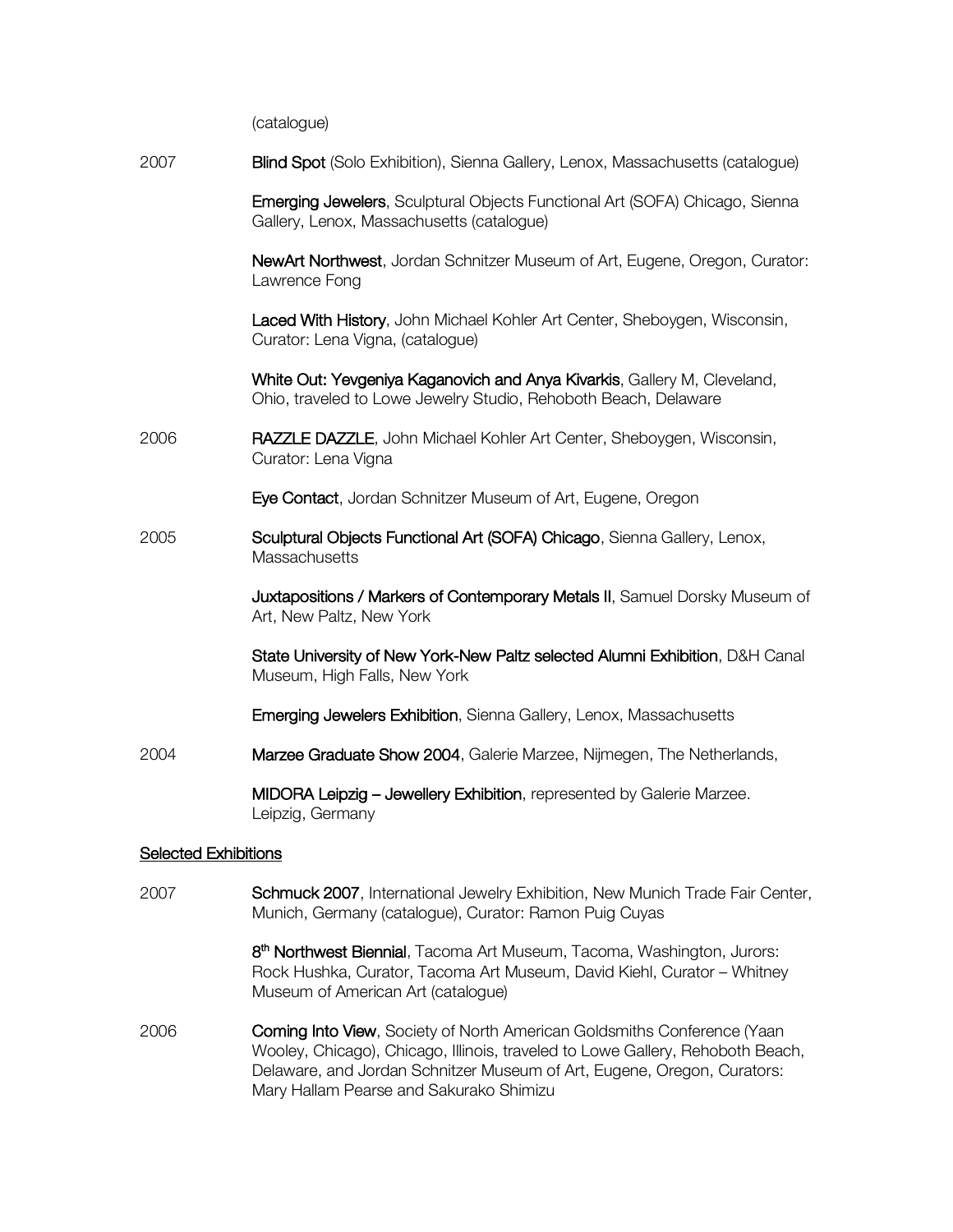(catalogue)

2007 **Blind Spot** (Solo Exhibition), Sienna Gallery, Lenox, Massachusetts (catalogue)

**Emerging Jewelers**, Sculptural Objects Functional Art (SOFA) Chicago, Sienna Gallery, Lenox, Massachusetts (catalogue)

**NewArt Northwest**, Jordan Schnitzer Museum of Art, Eugene, Oregon, Curator: Lawrence Fong

**Laced With History**, John Michael Kohler Art Center, Sheboygen, Wisconsin, Curator: Lena Vigna, (catalogue)

**White Out: Yevgeniya Kaganovich and Anya Kivarkis**, Gallery M, Cleveland, Ohio, traveled to Lowe Jewelry Studio, Rehoboth Beach, Delaware

2006 **RAZZLE DAZZLE**, John Michael Kohler Art Center, Sheboygen, Wisconsin, Curator: Lena Vigna

**Eye Contact**, Jordan Schnitzer Museum of Art, Eugene, Oregon

2005 **Sculptural Objects Functional Art (SOFA) Chicago**, Sienna Gallery, Lenox, Massachusetts

**Juxtapositions / Markers of Contemporary Metals II**, Samuel Dorsky Museum of Art, New Paltz, New York

**State University of New York-New Paltz selected Alumni Exhibition**, D&H Canal Museum, High Falls, New York

**Emerging Jewelers Exhibition**, Sienna Gallery, Lenox, Massachusetts

2004 **Marzee Graduate Show 2004**, Galerie Marzee, Nijmegen, The Netherlands,

**MIDORA Leipzig – Jewellery Exhibition**, represented by Galerie Marzee. Leipzig, Germany

## Selected Exhibitions

2007 **Schmuck 2007**, International Jewelry Exhibition, New Munich Trade Fair Center, Munich, Germany (catalogue), Curator: Ramon Puig Cuyas

**8th Northwest Biennial**, Tacoma Art Museum, Tacoma, Washington, Jurors: Rock Hushka, Curator, Tacoma Art Museum, David Kiehl, Curator – Whitney Museum of American Art (catalogue)

2006 **Coming Into View**, Society of North American Goldsmiths Conference (Yaan Wooley, Chicago), Chicago, Illinois, traveled to Lowe Gallery, Rehoboth Beach, Delaware, and Jordan Schnitzer Museum of Art, Eugene, Oregon, Curators: Mary Hallam Pearse and Sakurako Shimizu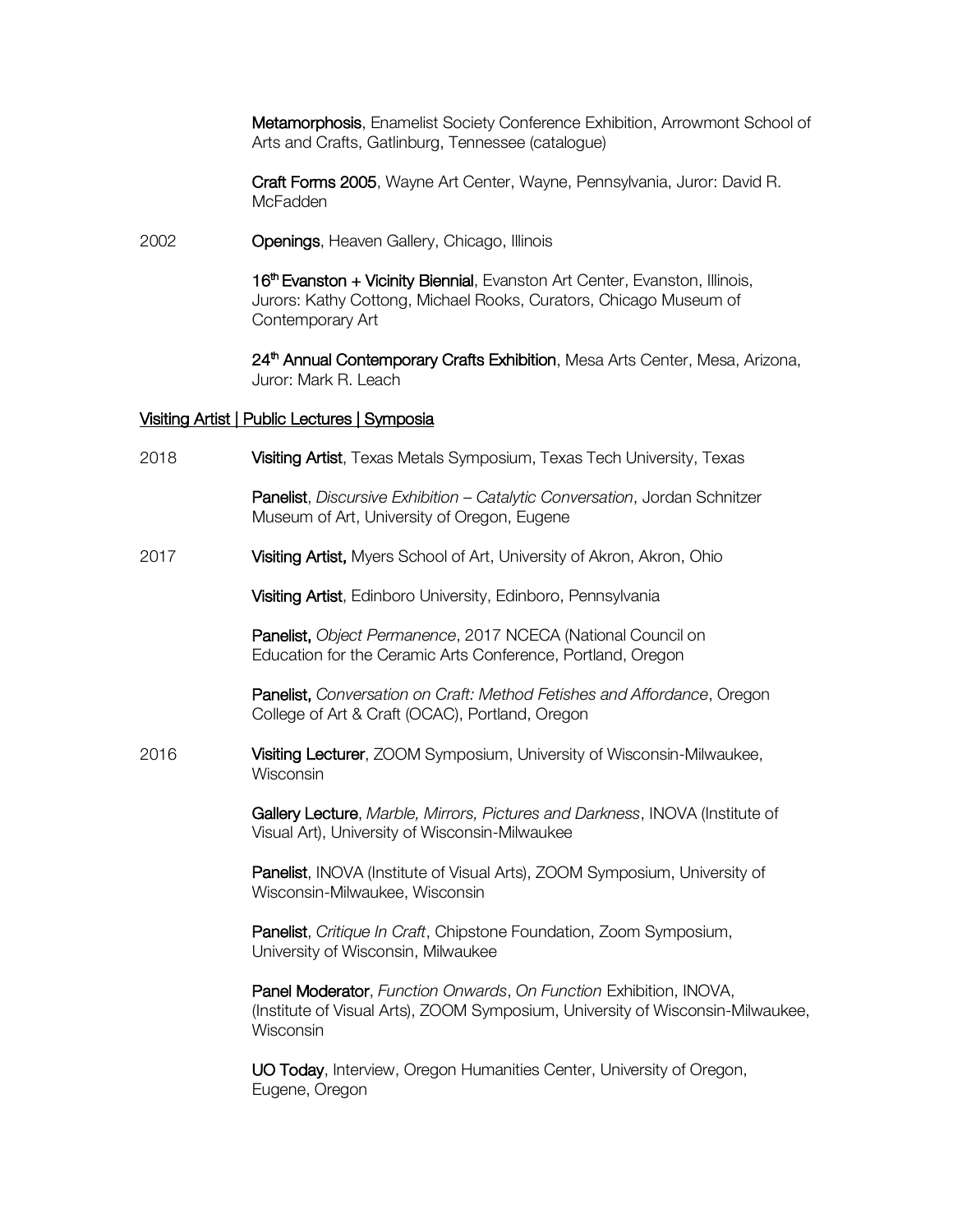**Metamorphosis**, Enamelist Society Conference Exhibition, Arrowmont School of Arts and Crafts, Gatlinburg, Tennessee (catalogue)

**Craft Forms 2005**, Wayne Art Center, Wayne, Pennsylvania, Juror: David R. McFadden

2002 **Openings**, Heaven Gallery, Chicago, Illinois

**16th Evanston + Vicinity Biennial**, Evanston Art Center, Evanston, Illinois, Jurors: Kathy Cottong, Michael Rooks, Curators, Chicago Museum of Contemporary Art

**24th Annual Contemporary Crafts Exhibition**, Mesa Arts Center, Mesa, Arizona, Juror: Mark R. Leach

## Visiting Artist | Public Lectures | Symposia

2018 **Visiting Artist**, Texas Metals Symposium, Texas Tech University, Texas

**Panelist**, *Discursive Exhibition – Catalytic Conversation*, Jordan Schnitzer Museum of Art, University of Oregon, Eugene

2017 **Visiting Artist,** Myers School of Art, University of Akron, Akron, Ohio

**Visiting Artist**, Edinboro University, Edinboro, Pennsylvania

**Panelist,** *Object Permanence*, 2017 NCECA (National Council on Education for the Ceramic Arts Conference, Portland, Oregon

**Panelist,** *Conversation on Craft: Method Fetishes and Affordance*, Oregon College of Art & Craft (OCAC), Portland, Oregon

2016 **Visiting Lecturer**, ZOOM Symposium, University of Wisconsin-Milwaukee, Wisconsin

**Gallery Lecture**, *Marble, Mirrors, Pictures and Darkness*, INOVA (Institute of Visual Art), University of Wisconsin-Milwaukee

**Panelist**, INOVA (Institute of Visual Arts), ZOOM Symposium, University of Wisconsin-Milwaukee, Wisconsin

**Panelist**, *Critique In Craft*, Chipstone Foundation, Zoom Symposium, University of Wisconsin, Milwaukee

**Panel Moderator**, *Function Onwards*, *On Function* Exhibition, INOVA, (Institute of Visual Arts), ZOOM Symposium, University of Wisconsin-Milwaukee, Wisconsin

**UO Today**, Interview, Oregon Humanities Center, University of Oregon, Eugene, Oregon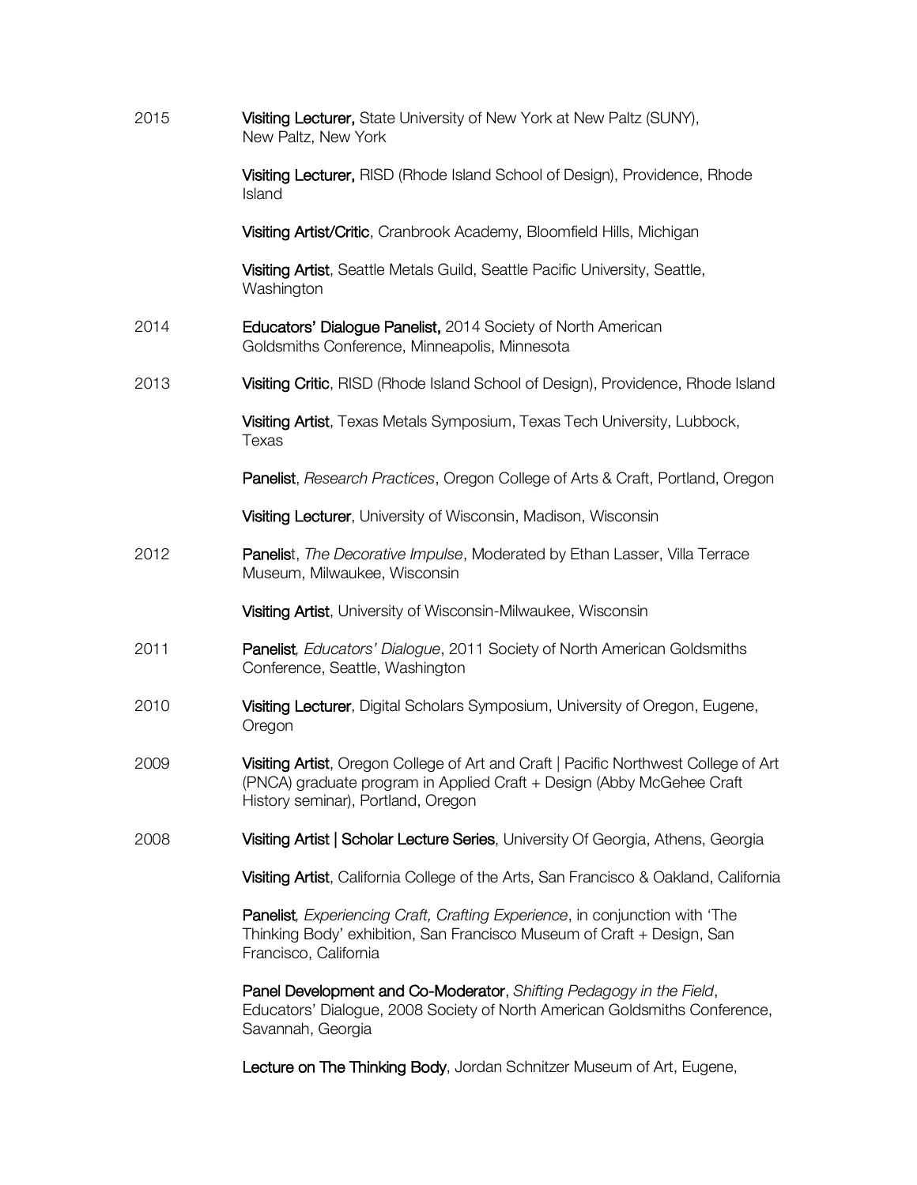2015 **Visiting Lecturer,** State University of New York at New Paltz (SUNY), New Paltz, New York

**Visiting Lecturer,** RISD (Rhode Island School of Design), Providence, Rhode Island

**Visiting Artist/Critic**, Cranbrook Academy, Bloomfield Hills, Michigan

**Visiting Artist**, Seattle Metals Guild, Seattle Pacific University, Seattle, Washington

2014 **Educators' Dialogue Panelist,** 2014 Society of North American Goldsmiths Conference, Minneapolis, Minnesota

2013 **Visiting Critic**, RISD (Rhode Island School of Design), Providence, Rhode Island

**Visiting Artist**, Texas Metals Symposium, Texas Tech University, Lubbock, Texas

**Panelist**, *Research Practices*, Oregon College of Arts & Craft, Portland, Oregon

**Visiting Lecturer**, University of Wisconsin, Madison, Wisconsin

2012 **Panelis**t, *The Decorative Impulse*, Moderated by Ethan Lasser, Villa Terrace Museum, Milwaukee, Wisconsin

**Visiting Artist**, University of Wisconsin-Milwaukee, Wisconsin

2011 **Panelist***, Educators' Dialogue*, 2011 Society of North American Goldsmiths Conference, Seattle, Washington

2010 **Visiting Lecturer**, Digital Scholars Symposium, University of Oregon, Eugene, Oregon

2009 **Visiting Artist**, Oregon College of Art and Craft | Pacific Northwest College of Art (PNCA) graduate program in Applied Craft + Design (Abby McGehee Craft History seminar), Portland, Oregon

2008 **Visiting Artist | Scholar Lecture Series**, University Of Georgia, Athens, Georgia

**Visiting Artist**, California College of the Arts, San Francisco & Oakland, California

**Panelist***, Experiencing Craft, Crafting Experience*, in conjunction with 'The Thinking Body' exhibition, San Francisco Museum of Craft + Design, San Francisco, California

**Panel Development and Co-Moderator**, *Shifting Pedagogy in the Field*, Educators' Dialogue, 2008 Society of North American Goldsmiths Conference, Savannah, Georgia

**Lecture on The Thinking Body**, Jordan Schnitzer Museum of Art, Eugene,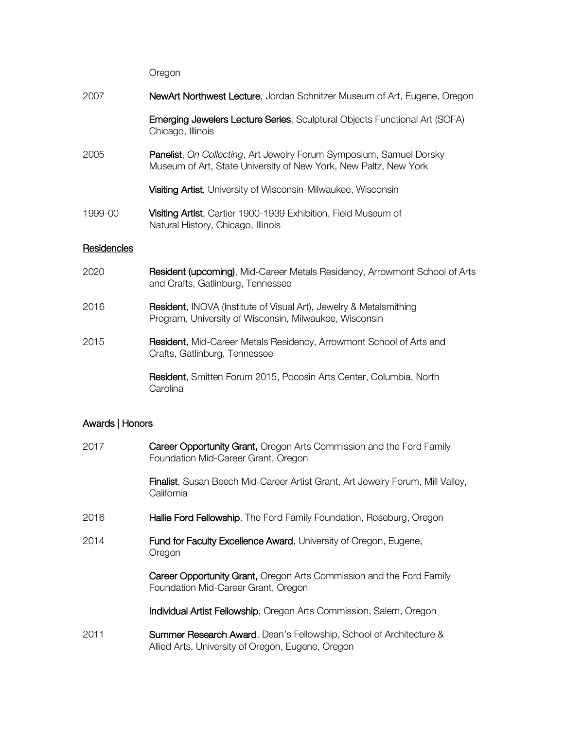Oregon

2007 **NewArt Northwest Lecture**, Jordan Schnitzer Museum of Art, Eugene, Oregon

**Emerging Jewelers Lecture Series**, Sculptural Objects Functional Art (SOFA) Chicago, Illinois

2005 **Panelist**, *On Collecting*, Art Jewelry Forum Symposium, Samuel Dorsky Museum of Art, State University of New York, New Paltz, New York

**Visiting Artist**, University of Wisconsin-Milwaukee, Wisconsin

1999-00 **Visiting Artist**, Cartier 1900-1939 Exhibition, Field Museum of Natural History, Chicago, Illinois

## Residencies

2020 **Resident (upcoming)**, Mid-Career Metals Residency, Arrowmont School of Arts and Crafts, Gatlinburg, Tennessee

2016 **Resident**, INOVA (Institute of Visual Art), Jewelry & Metalsmithing Program, University of Wisconsin, Milwaukee, Wisconsin

2015 **Resident**, Mid-Career Metals Residency, Arrowmont School of Arts and Crafts, Gatlinburg, Tennessee

**Resident**, Smitten Forum 2015, Pocosin Arts Center, Columbia, North Carolina

## Awards | Honors

2017 **Career Opportunity Grant,** Oregon Arts Commission and the Ford Family Foundation Mid-Career Grant, Oregon

**Finalist**, Susan Beech Mid-Career Artist Grant, Art Jewelry Forum, Mill Valley, California

2016 **Hallie Ford Fellowship**, The Ford Family Foundation, Roseburg, Oregon

2014 **Fund for Faculty Excellence Award**, University of Oregon, Eugene, Oregon

**Career Opportunity Grant,** Oregon Arts Commission and the Ford Family Foundation Mid-Career Grant, Oregon

**Individual Artist Fellowship**, Oregon Arts Commission, Salem, Oregon

2011 **Summer Research Award**, Dean's Fellowship, School of Architecture & Allied Arts, University of Oregon, Eugene, Oregon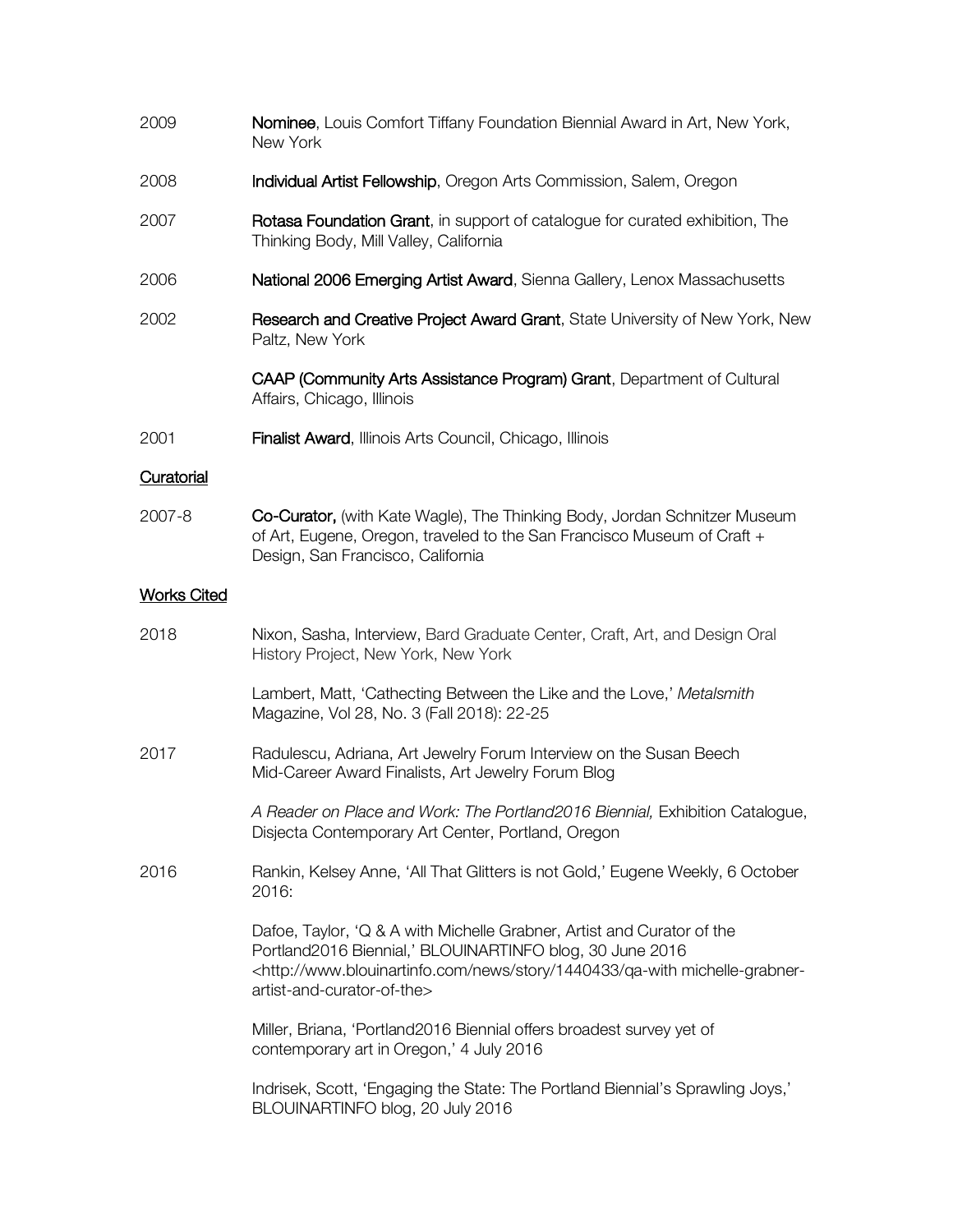2009 **Nominee**, Louis Comfort Tiffany Foundation Biennial Award in Art, New York, New York

2008 **Individual Artist Fellowship**, Oregon Arts Commission, Salem, Oregon

2007 **Rotasa Foundation Grant**, in support of catalogue for curated exhibition, The Thinking Body, Mill Valley, California

2006 **National 2006 Emerging Artist Award**, Sienna Gallery, Lenox Massachusetts

2002 **Research and Creative Project Award Grant**, State University of New York, New Paltz, New York

**CAAP (Community Arts Assistance Program) Grant**, Department of Cultural Affairs, Chicago, Illinois

2001 **Finalist Award**, Illinois Arts Council, Chicago, Illinois

## Curatorial

2007-8 **Co-Curator,** (with Kate Wagle), The Thinking Body, Jordan Schnitzer Museum of Art, Eugene, Oregon, traveled to the San Francisco Museum of Craft + Design, San Francisco, California

## Works Cited

2018 Nixon, Sasha, Interview, Bard Graduate Center, Craft, Art, and Design Oral History Project, New York, New York

Lambert, Matt, 'Cathecting Between the Like and the Love,' *Metalsmith* Magazine, Vol 28, No. 3 (Fall 2018): 22-25

2017 Radulescu, Adriana, Art Jewelry Forum Interview on the Susan Beech Mid-Career Award Finalists, Art Jewelry Forum Blog

*A Reader on Place and Work: The Portland2016 Biennial,* Exhibition Catalogue, Disjecta Contemporary Art Center, Portland, Oregon

2016 Rankin, Kelsey Anne, 'All That Glitters is not Gold,' Eugene Weekly, 6 October 2016:

Dafoe, Taylor, 'Q & A with Michelle Grabner, Artist and Curator of the Portland2016 Biennial,' BLOUINARTINFO blog, 30 June 2016 <http://www.blouinartinfo.com/news/story/1440433/qa-with michelle-grabner-artist-and-curator-of-the>

Miller, Briana, 'Portland2016 Biennial offers broadest survey yet of contemporary art in Oregon,' 4 July 2016

Indrisek, Scott, 'Engaging the State: The Portland Biennial's Sprawling Joys,' BLOUINARTINFO blog, 20 July 2016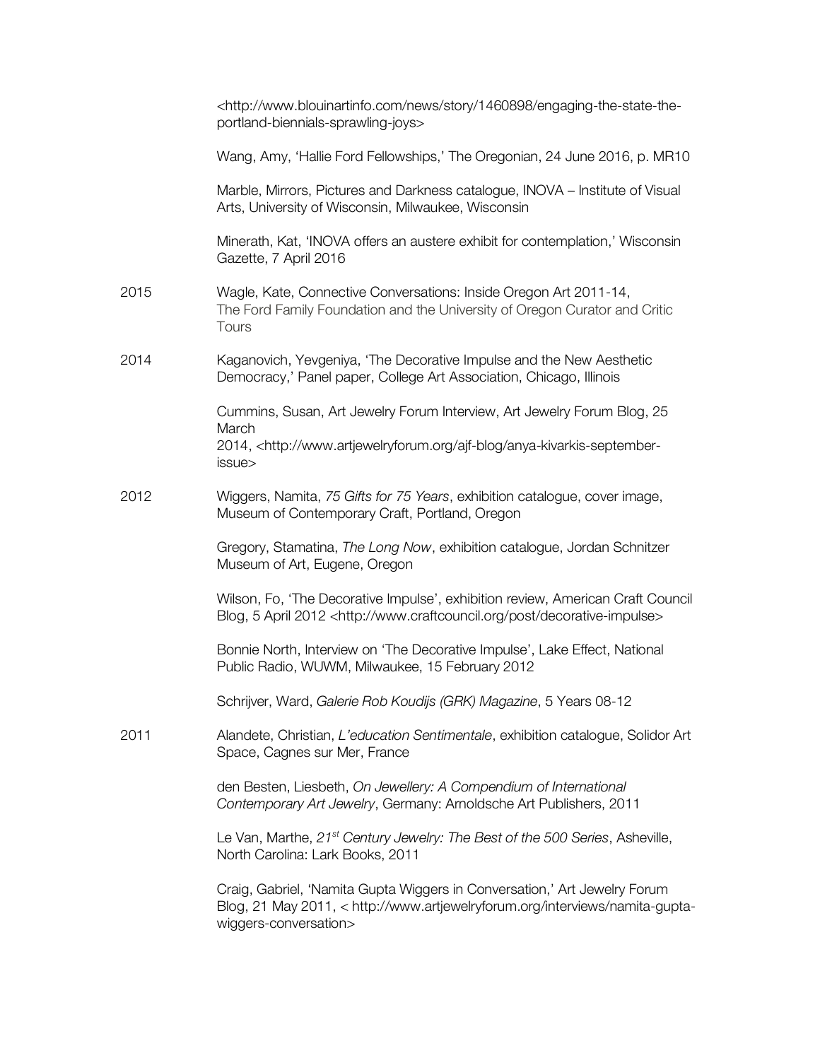<http://www.blouinartinfo.com/news/story/1460898/engaging-the-state-the-portland-biennials-sprawling-joys>

Wang, Amy, 'Hallie Ford Fellowships,' The Oregonian, 24 June 2016, p. MR10

Marble, Mirrors, Pictures and Darkness catalogue, INOVA – Institute of Visual Arts, University of Wisconsin, Milwaukee, Wisconsin

Minerath, Kat, 'INOVA offers an austere exhibit for contemplation,' Wisconsin Gazette, 7 April 2016

2015 Wagle, Kate, Connective Conversations: Inside Oregon Art 2011-14, The Ford Family Foundation and the University of Oregon Curator and Critic Tours

2014 Kaganovich, Yevgeniya, 'The Decorative Impulse and the New Aesthetic Democracy,' Panel paper, College Art Association, Chicago, Illinois

Cummins, Susan, Art Jewelry Forum Interview, Art Jewelry Forum Blog, 25 March 2014, <http://www.artjewelryforum.org/ajf-blog/anya-kivarkis-september-issue>

2012 Wiggers, Namita, *75 Gifts for 75 Years*, exhibition catalogue, cover image, Museum of Contemporary Craft, Portland, Oregon

Gregory, Stamatina, *The Long Now*, exhibition catalogue, Jordan Schnitzer Museum of Art, Eugene, Oregon

Wilson, Fo, 'The Decorative Impulse', exhibition review, American Craft Council Blog, 5 April 2012 <http://www.craftcouncil.org/post/decorative-impulse>

Bonnie North, Interview on 'The Decorative Impulse', Lake Effect, National Public Radio, WUWM, Milwaukee, 15 February 2012

Schrijver, Ward, *Galerie Rob Koudijs (GRK) Magazine*, 5 Years 08-12

2011 Alandete, Christian, *L'education Sentimentale*, exhibition catalogue, Solidor Art Space, Cagnes sur Mer, France

den Besten, Liesbeth, *On Jewellery: A Compendium of International Contemporary Art Jewelry*, Germany: Arnoldsche Art Publishers, 2011

Le Van, Marthe, *21st Century Jewelry: The Best of the 500 Series*, Asheville, North Carolina: Lark Books, 2011

Craig, Gabriel, 'Namita Gupta Wiggers in Conversation,' Art Jewelry Forum Blog, 21 May 2011, < http://www.artjewelryforum.org/interviews/namita-gupta-wiggers-conversation>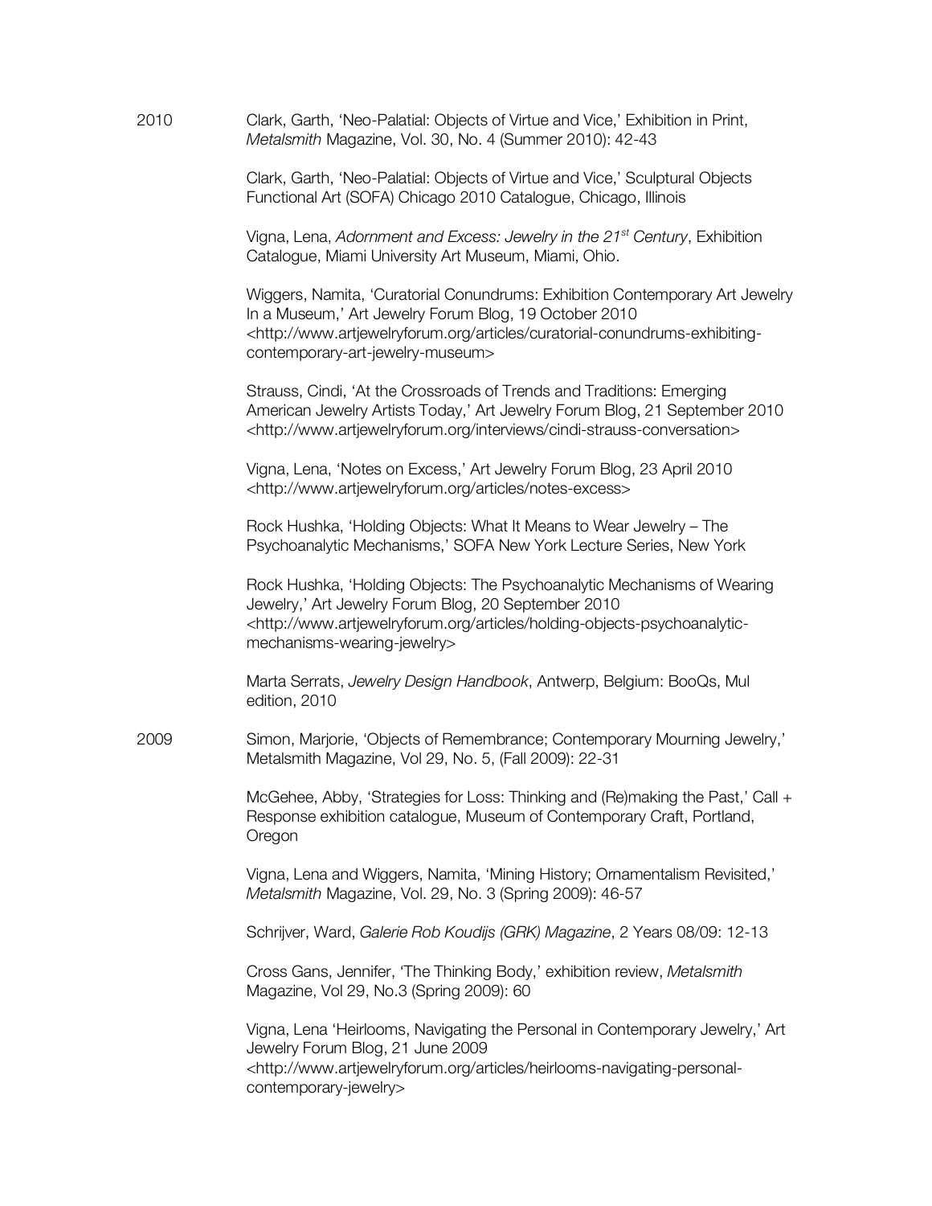2010

Clark, Garth, 'Neo-Palatial: Objects of Virtue and Vice,' Exhibition in Print, *Metalsmith* Magazine, Vol. 30, No. 4 (Summer 2010): 42-43

Clark, Garth, 'Neo-Palatial: Objects of Virtue and Vice,' Sculptural Objects Functional Art (SOFA) Chicago 2010 Catalogue, Chicago, Illinois

Vigna, Lena, *Adornment and Excess: Jewelry in the 21st Century*, Exhibition Catalogue, Miami University Art Museum, Miami, Ohio.

Wiggers, Namita, 'Curatorial Conundrums: Exhibition Contemporary Art Jewelry In a Museum,' Art Jewelry Forum Blog, 19 October 2010 <http://www.artjewelryforum.org/articles/curatorial-conundrums-exhibiting-contemporary-art-jewelry-museum>

Strauss, Cindi, 'At the Crossroads of Trends and Traditions: Emerging American Jewelry Artists Today,' Art Jewelry Forum Blog, 21 September 2010 <http://www.artjewelryforum.org/interviews/cindi-strauss-conversation>

Vigna, Lena, 'Notes on Excess,' Art Jewelry Forum Blog, 23 April 2010 <http://www.artjewelryforum.org/articles/notes-excess>

Rock Hushka, 'Holding Objects: What It Means to Wear Jewelry – The Psychoanalytic Mechanisms,' SOFA New York Lecture Series, New York

Rock Hushka, 'Holding Objects: The Psychoanalytic Mechanisms of Wearing Jewelry,' Art Jewelry Forum Blog, 20 September 2010 <http://www.artjewelryforum.org/articles/holding-objects-psychoanalytic-mechanisms-wearing-jewelry>

Marta Serrats, *Jewelry Design Handbook*, Antwerp, Belgium: BooQs, Mul edition, 2010

2009

Simon, Marjorie, 'Objects of Remembrance; Contemporary Mourning Jewelry,' Metalsmith Magazine, Vol 29, No. 5, (Fall 2009): 22-31

McGehee, Abby, 'Strategies for Loss: Thinking and (Re)making the Past,' Call + Response exhibition catalogue, Museum of Contemporary Craft, Portland, Oregon

Vigna, Lena and Wiggers, Namita, 'Mining History; Ornamentalism Revisited,' *Metalsmith* Magazine, Vol. 29, No. 3 (Spring 2009): 46-57

Schrijver, Ward, *Galerie Rob Koudijs (GRK) Magazine*, 2 Years 08/09: 12-13

Cross Gans, Jennifer, 'The Thinking Body,' exhibition review, *Metalsmith* Magazine, Vol 29, No.3 (Spring 2009): 60

Vigna, Lena 'Heirlooms, Navigating the Personal in Contemporary Jewelry,' Art Jewelry Forum Blog, 21 June 2009 <http://www.artjewelryforum.org/articles/heirlooms-navigating-personal-contemporary-jewelry>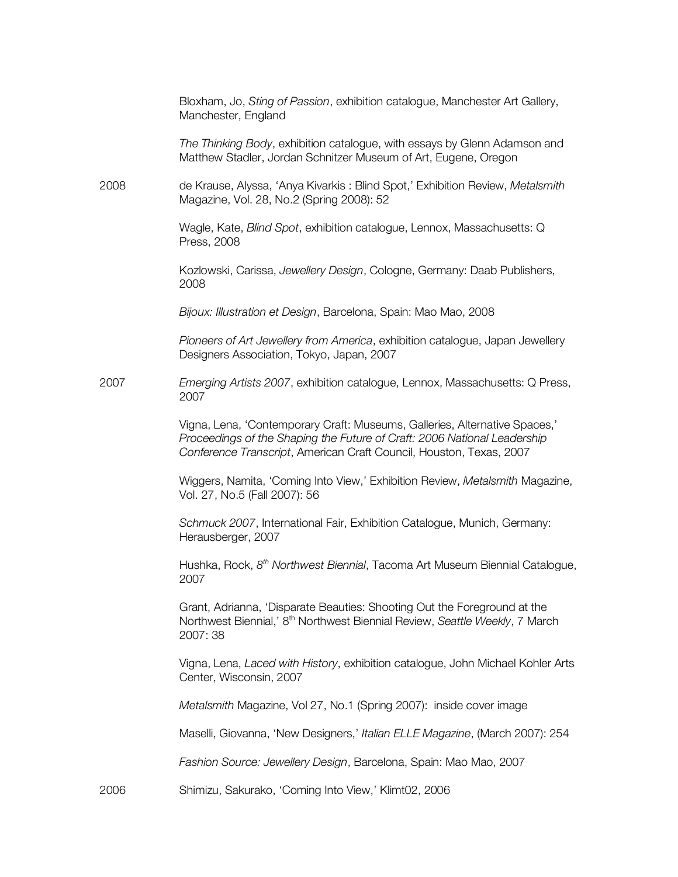Bloxham, Jo, *Sting of Passion*, exhibition catalogue, Manchester Art Gallery, Manchester, England

*The Thinking Body*, exhibition catalogue, with essays by Glenn Adamson and Matthew Stadler, Jordan Schnitzer Museum of Art, Eugene, Oregon

2008 de Krause, Alyssa, 'Anya Kivarkis : Blind Spot,' Exhibition Review, *Metalsmith* Magazine, Vol. 28, No.2 (Spring 2008): 52

Wagle, Kate, *Blind Spot*, exhibition catalogue, Lennox, Massachusetts: Q Press, 2008

Kozlowski, Carissa, *Jewellery Design*, Cologne, Germany: Daab Publishers, 2008

*Bijoux: Illustration et Design*, Barcelona, Spain: Mao Mao, 2008

*Pioneers of Art Jewellery from America*, exhibition catalogue, Japan Jewellery Designers Association, Tokyo, Japan, 2007

2007 *Emerging Artists 2007*, exhibition catalogue, Lennox, Massachusetts: Q Press, 2007

Vigna, Lena, 'Contemporary Craft: Museums, Galleries, Alternative Spaces,' *Proceedings of the Shaping the Future of Craft: 2006 National Leadership Conference Transcript*, American Craft Council, Houston, Texas, 2007

Wiggers, Namita, 'Coming Into View,' Exhibition Review, *Metalsmith* Magazine, Vol. 27, No.5 (Fall 2007): 56

*Schmuck 2007*, International Fair, Exhibition Catalogue, Munich, Germany: Herausberger, 2007

Hushka, Rock, *8th Northwest Biennial*, Tacoma Art Museum Biennial Catalogue, 2007

Grant, Adrianna, 'Disparate Beauties: Shooting Out the Foreground at the Northwest Biennial,' 8th Northwest Biennial Review, *Seattle Weekly*, 7 March 2007: 38

Vigna, Lena, *Laced with History*, exhibition catalogue, John Michael Kohler Arts Center, Wisconsin, 2007

*Metalsmith* Magazine, Vol 27, No.1 (Spring 2007): inside cover image

Maselli, Giovanna, 'New Designers,' *Italian ELLE Magazine*, (March 2007): 254

*Fashion Source: Jewellery Design*, Barcelona, Spain: Mao Mao, 2007

2006 Shimizu, Sakurako, 'Coming Into View,' Klimt02, 2006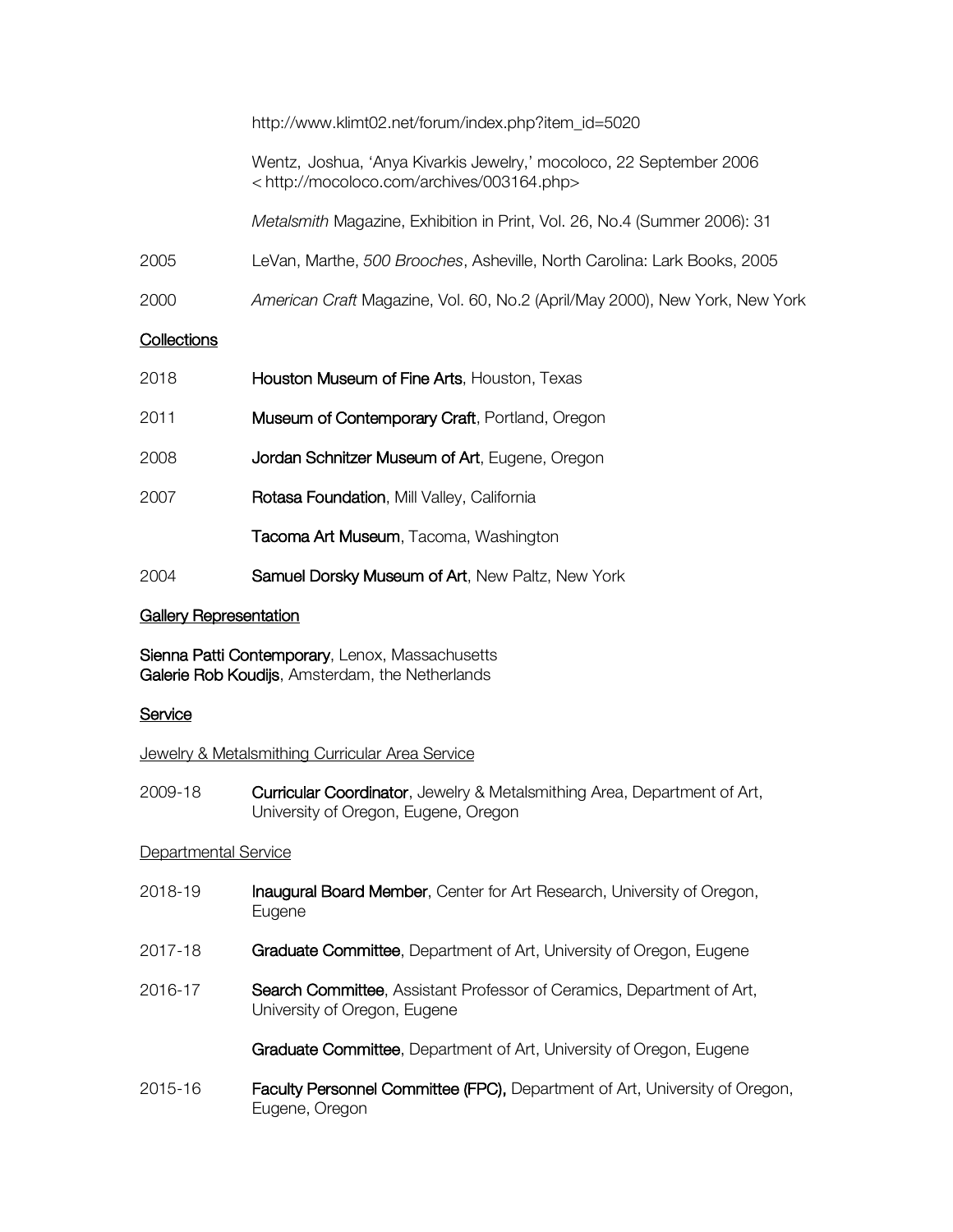http://www.klimt02.net/forum/index.php?item_id=5020

Wentz, Joshua, 'Anya Kivarkis Jewelry,' mocoloco, 22 September 2006 < http://mocoloco.com/archives/003164.php>

*Metalsmith* Magazine, Exhibition in Print, Vol. 26, No.4 (Summer 2006): 31

2005 LeVan, Marthe, *500 Brooches*, Asheville, North Carolina: Lark Books, 2005

2000 *American Craft* Magazine, Vol. 60, No.2 (April/May 2000), New York, New York

## Collections

2018 **Houston Museum of Fine Arts**, Houston, Texas

2011 **Museum of Contemporary Craft**, Portland, Oregon

2008 **Jordan Schnitzer Museum of Art**, Eugene, Oregon

2007 **Rotasa Foundation**, Mill Valley, California

**Tacoma Art Museum**, Tacoma, Washington

2004 **Samuel Dorsky Museum of Art**, New Paltz, New York

## Gallery Representation

**Sienna Patti Contemporary**, Lenox, Massachusetts
**Galerie Rob Koudijs**, Amsterdam, the Netherlands

## Service

### Jewelry & Metalsmithing Curricular Area Service

2009-18 **Curricular Coordinator**, Jewelry & Metalsmithing Area, Department of Art, University of Oregon, Eugene, Oregon

### Departmental Service

2018-19 **Inaugural Board Member**, Center for Art Research, University of Oregon, Eugene

2017-18 **Graduate Committee**, Department of Art, University of Oregon, Eugene

2016-17 **Search Committee**, Assistant Professor of Ceramics, Department of Art, University of Oregon, Eugene

**Graduate Committee**, Department of Art, University of Oregon, Eugene

2015-16 **Faculty Personnel Committee (FPC),** Department of Art, University of Oregon, Eugene, Oregon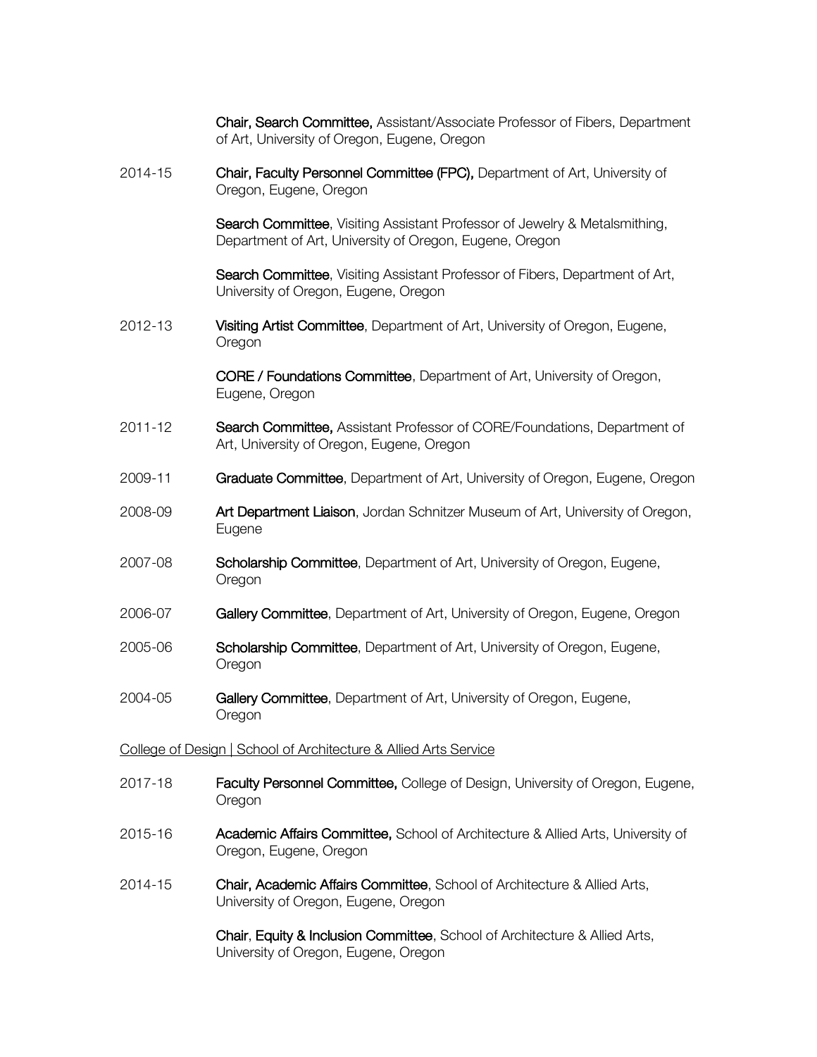**Chair, Search Committee,** Assistant/Associate Professor of Fibers, Department of Art, University of Oregon, Eugene, Oregon

2014-15 **Chair, Faculty Personnel Committee (FPC),** Department of Art, University of Oregon, Eugene, Oregon

**Search Committee**, Visiting Assistant Professor of Jewelry & Metalsmithing, Department of Art, University of Oregon, Eugene, Oregon

**Search Committee**, Visiting Assistant Professor of Fibers, Department of Art, University of Oregon, Eugene, Oregon

2012-13 **Visiting Artist Committee**, Department of Art, University of Oregon, Eugene, Oregon

**CORE / Foundations Committee**, Department of Art, University of Oregon, Eugene, Oregon

2011-12 **Search Committee,** Assistant Professor of CORE/Foundations, Department of Art, University of Oregon, Eugene, Oregon

2009-11 **Graduate Committee**, Department of Art, University of Oregon, Eugene, Oregon

2008-09 **Art Department Liaison**, Jordan Schnitzer Museum of Art, University of Oregon, Eugene

2007-08 **Scholarship Committee**, Department of Art, University of Oregon, Eugene, Oregon

2006-07 **Gallery Committee**, Department of Art, University of Oregon, Eugene, Oregon

2005-06 **Scholarship Committee**, Department of Art, University of Oregon, Eugene, Oregon

2004-05 **Gallery Committee**, Department of Art, University of Oregon, Eugene, Oregon

<u>College of Design | School of Architecture & Allied Arts Service</u>

2017-18 **Faculty Personnel Committee,** College of Design, University of Oregon, Eugene, Oregon

2015-16 **Academic Affairs Committee,** School of Architecture & Allied Arts, University of Oregon, Eugene, Oregon

2014-15 **Chair, Academic Affairs Committee**, School of Architecture & Allied Arts, University of Oregon, Eugene, Oregon

**Chair**, **Equity & Inclusion Committee**, School of Architecture & Allied Arts, University of Oregon, Eugene, Oregon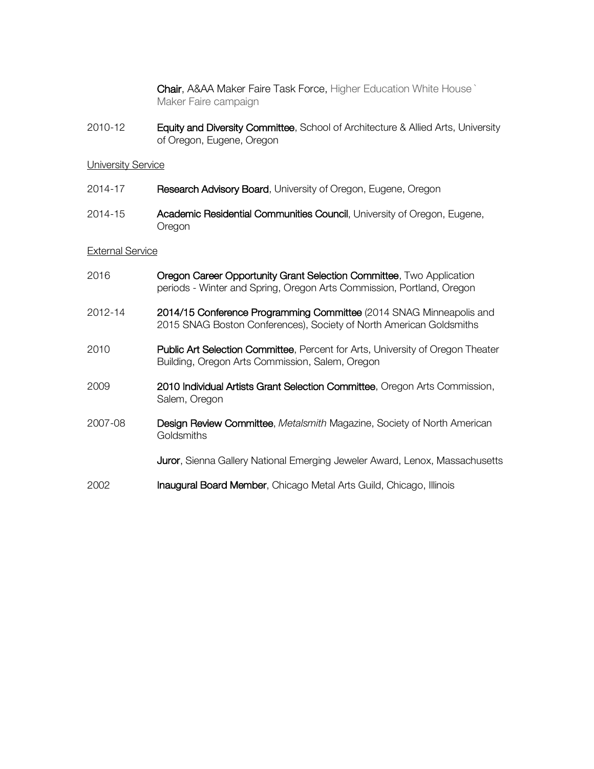**Chair**, A&AA Maker Faire Task Force, Higher Education White House` Maker Faire campaign

2010-12 **Equity and Diversity Committee**, School of Architecture & Allied Arts, University of Oregon, Eugene, Oregon

University Service

2014-17 **Research Advisory Board**, University of Oregon, Eugene, Oregon

2014-15 **Academic Residential Communities Council**, University of Oregon, Eugene, Oregon

External Service

2016 **Oregon Career Opportunity Grant Selection Committee**, Two Application periods - Winter and Spring, Oregon Arts Commission, Portland, Oregon

2012-14 **2014/15 Conference Programming Committee** (2014 SNAG Minneapolis and 2015 SNAG Boston Conferences), Society of North American Goldsmiths

2010 **Public Art Selection Committee**, Percent for Arts, University of Oregon Theater Building, Oregon Arts Commission, Salem, Oregon

2009 **2010 Individual Artists Grant Selection Committee**, Oregon Arts Commission, Salem, Oregon

2007-08 **Design Review Committee**, *Metalsmith* Magazine, Society of North American Goldsmiths

**Juror**, Sienna Gallery National Emerging Jeweler Award, Lenox, Massachusetts

2002 **Inaugural Board Member**, Chicago Metal Arts Guild, Chicago, Illinois